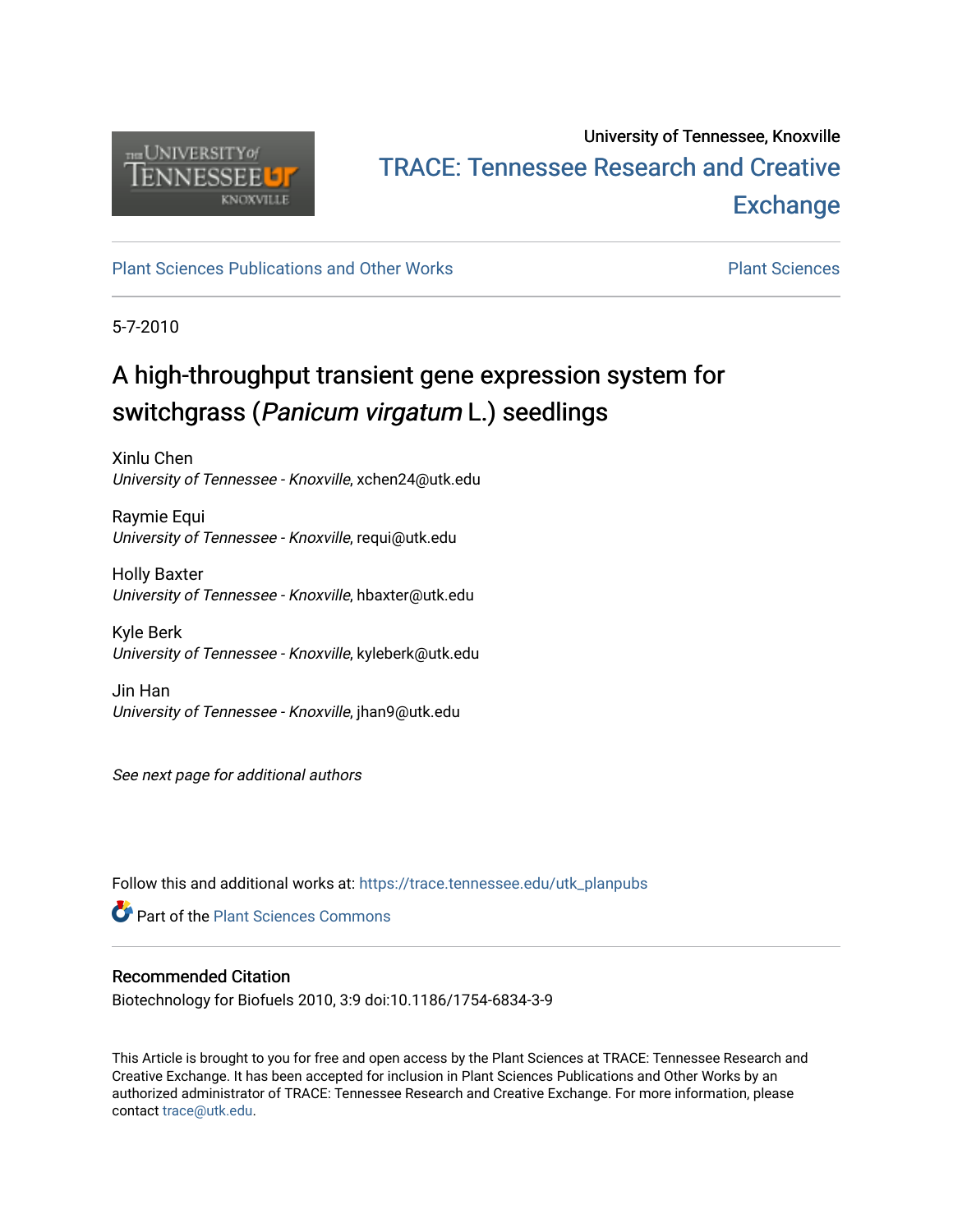University of Tennessee, Knoxville

TRACE: Tennessee Research and Creative Exchange

Plant Sciences Publications and Other Works

Plant Sciences

5-7-2010

# A high-throughput transient gene expression system for switchgrass (*Panicum virgatum* L.) seedlings

Xinlu Chen
*University of Tennessee - Knoxville*, xchen24@utk.edu

Raymie Equi
*University of Tennessee - Knoxville*, requi@utk.edu

Holly Baxter
*University of Tennessee - Knoxville*, hbaxter@utk.edu

Kyle Berk
*University of Tennessee - Knoxville*, kyleberk@utk.edu

Jin Han
*University of Tennessee - Knoxville*, jhan9@utk.edu

*See next page for additional authors*

Follow this and additional works at: https://trace.tennessee.edu/utk_planpubs

Part of the Plant Sciences Commons

## Recommended Citation

Biotechnology for Biofuels 2010, 3:9 doi:10.1186/1754-6834-3-9

This Article is brought to you for free and open access by the Plant Sciences at TRACE: Tennessee Research and Creative Exchange. It has been accepted for inclusion in Plant Sciences Publications and Other Works by an authorized administrator of TRACE: Tennessee Research and Creative Exchange. For more information, please contact trace@utk.edu.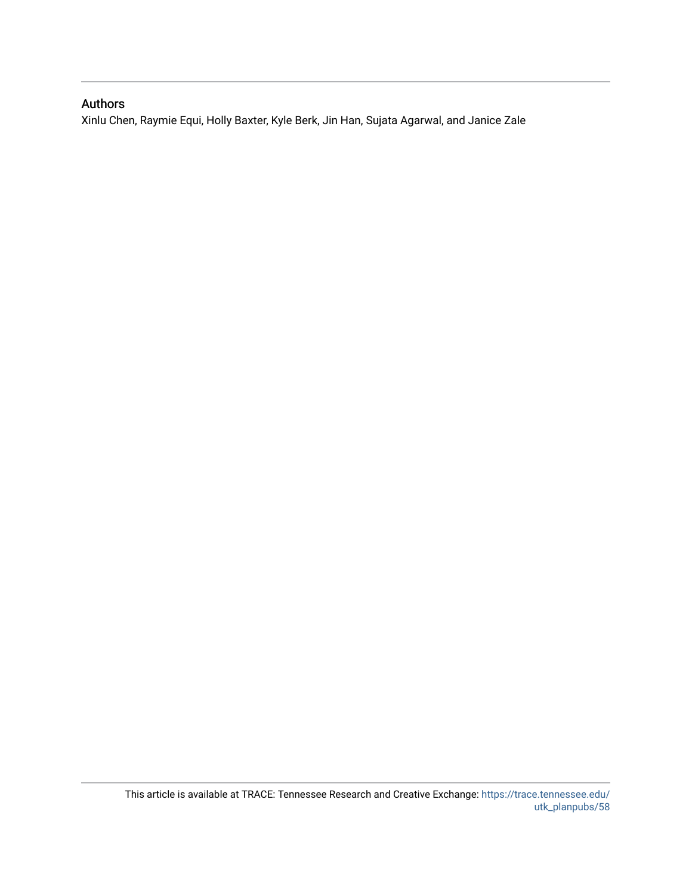## Authors

Xinlu Chen, Raymie Equi, Holly Baxter, Kyle Berk, Jin Han, Sujata Agarwal, and Janice Zale

This article is available at TRACE: Tennessee Research and Creative Exchange: https://trace.tennessee.edu/utk_planpubs/58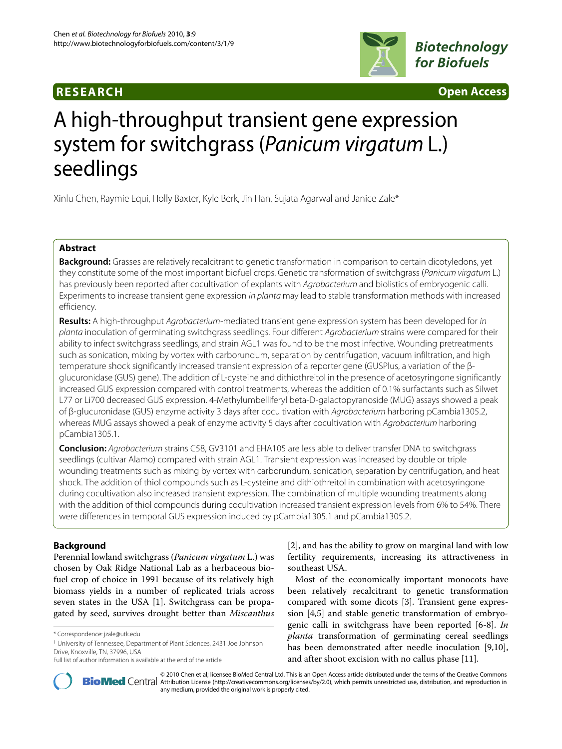# A high-throughput transient gene expression system for switchgrass (*Panicum virgatum* L.) seedlings

Xinlu Chen, Raymie Equi, Holly Baxter, Kyle Berk, Jin Han, Sujata Agarwal and Janice Zale*

## Abstract

**Background:** Grasses are relatively recalcitrant to genetic transformation in comparison to certain dicotyledons, yet they constitute some of the most important biofuel crops. Genetic transformation of switchgrass (*Panicum virgatum* L.) has previously been reported after cocultivation of explants with *Agrobacterium* and biolistics of embryogenic calli. Experiments to increase transient gene expression *in planta* may lead to stable transformation methods with increased efficiency.

**Results:** A high-throughput *Agrobacterium*-mediated transient gene expression system has been developed for *in planta* inoculation of germinating switchgrass seedlings. Four different *Agrobacterium* strains were compared for their ability to infect switchgrass seedlings, and strain AGL1 was found to be the most infective. Wounding pretreatments such as sonication, mixing by vortex with carborundum, separation by centrifugation, vacuum infiltration, and high temperature shock significantly increased transient expression of a reporter gene (GUSPlus, a variation of the β-glucuronidase (GUS) gene). The addition of L-cysteine and dithiothreitol in the presence of acetosyringone significantly increased GUS expression compared with control treatments, whereas the addition of 0.1% surfactants such as Silwet L77 or Li700 decreased GUS expression. 4-Methylumbelliferyl beta-D-galactopyranoside (MUG) assays showed a peak of β-glucuronidase (GUS) enzyme activity 3 days after cocultivation with *Agrobacterium* harboring pCambia1305.2, whereas MUG assays showed a peak of enzyme activity 5 days after cocultivation with *Agrobacterium* harboring pCambia1305.1.

**Conclusion:** *Agrobacterium* strains C58, GV3101 and EHA105 are less able to deliver transfer DNA to switchgrass seedlings (cultivar Alamo) compared with strain AGL1. Transient expression was increased by double or triple wounding treatments such as mixing by vortex with carborundum, sonication, separation by centrifugation, and heat shock. The addition of thiol compounds such as L-cysteine and dithiothreitol in combination with acetosyringone during cocultivation also increased transient expression. The combination of multiple wounding treatments along with the addition of thiol compounds during cocultivation increased transient expression levels from 6% to 54%. There were differences in temporal GUS expression induced by pCambia1305.1 and pCambia1305.2.

## Background

Perennial lowland switchgrass (*Panicum virgatum* L.) was chosen by Oak Ridge National Lab as a herbaceous biofuel crop of choice in 1991 because of its relatively high biomass yields in a number of replicated trials across seven states in the USA [1]. Switchgrass can be propagated by seed, survives drought better than *Miscanthus* [2], and has the ability to grow on marginal land with low fertility requirements, increasing its attractiveness in southeast USA.

Most of the economically important monocots have been relatively recalcitrant to genetic transformation compared with some dicots [3]. Transient gene expression [4,5] and stable genetic transformation of embryogenic calli in switchgrass have been reported [6-8]. *In planta* transformation of germinating cereal seedlings has been demonstrated after needle inoculation [9,10], and after shoot excision with no callus phase [11].

\* Correspondence: jzale@utk.edu

[1] University of Tennessee, Department of Plant Sciences, 2431 Joe Johnson Drive, Knoxville, TN, 37996, USA

Full list of author information is available at the end of the article

© 2010 Chen et al; licensee BioMed Central Ltd. This is an Open Access article distributed under the terms of the Creative Commons Attribution License (http://creativecommons.org/licenses/by/2.0), which permits unrestricted use, distribution, and reproduction in any medium, provided the original work is properly cited.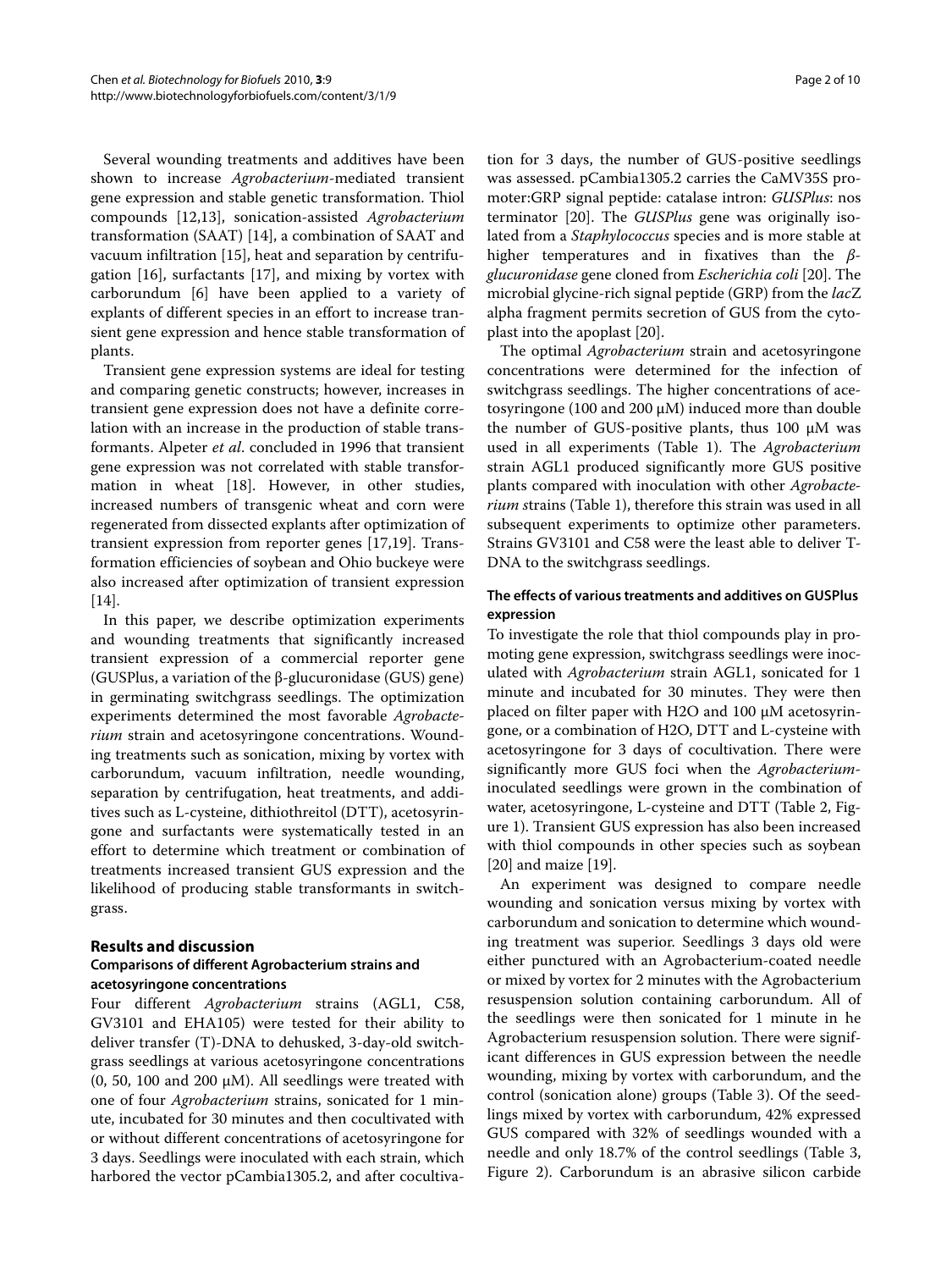Several wounding treatments and additives have been shown to increase *Agrobacterium*-mediated transient gene expression and stable genetic transformation. Thiol compounds [12,13], sonication-assisted *Agrobacterium* transformation (SAAT) [14], a combination of SAAT and vacuum infiltration [15], heat and separation by centrifugation [16], surfactants [17], and mixing by vortex with carborundum [6] have been applied to a variety of explants of different species in an effort to increase transient gene expression and hence stable transformation of plants.

Transient gene expression systems are ideal for testing and comparing genetic constructs; however, increases in transient gene expression does not have a definite correlation with an increase in the production of stable transformants. Alpeter *et al*. concluded in 1996 that transient gene expression was not correlated with stable transformation in wheat [18]. However, in other studies, increased numbers of transgenic wheat and corn were regenerated from dissected explants after optimization of transient expression from reporter genes [17,19]. Transformation efficiencies of soybean and Ohio buckeye were also increased after optimization of transient expression [14].

In this paper, we describe optimization experiments and wounding treatments that significantly increased transient expression of a commercial reporter gene (GUSPlus, a variation of the β-glucuronidase (GUS) gene) in germinating switchgrass seedlings. The optimization experiments determined the most favorable *Agrobacterium* strain and acetosyringone concentrations. Wounding treatments such as sonication, mixing by vortex with carborundum, vacuum infiltration, needle wounding, separation by centrifugation, heat treatments, and additives such as L-cysteine, dithiothreitol (DTT), acetosyringone and surfactants were systematically tested in an effort to determine which treatment or combination of treatments increased transient GUS expression and the likelihood of producing stable transformants in switchgrass.

## Results and discussion

### Comparisons of different Agrobacterium strains and acetosyringone concentrations

Four different *Agrobacterium* strains (AGL1, C58, GV3101 and EHA105) were tested for their ability to deliver transfer (T)-DNA to dehusked, 3-day-old switchgrass seedlings at various acetosyringone concentrations (0, 50, 100 and 200 μM). All seedlings were treated with one of four *Agrobacterium* strains, sonicated for 1 minute, incubated for 30 minutes and then cocultivated with or without different concentrations of acetosyringone for 3 days. Seedlings were inoculated with each strain, which harbored the vector pCambia1305.2, and after cocultivation for 3 days, the number of GUS-positive seedlings was assessed. pCambia1305.2 carries the CaMV35S promoter:GRP signal peptide: catalase intron: *GUSPlus*: nos terminator [20]. The *GUSPlus* gene was originally isolated from a *Staphylococcus* species and is more stable at higher temperatures and in fixatives than the *β-glucuronidase* gene cloned from *Escherichia coli* [20]. The microbial glycine-rich signal peptide (GRP) from the *lac*Z alpha fragment permits secretion of GUS from the cytoplast into the apoplast [20].

The optimal *Agrobacterium* strain and acetosyringone concentrations were determined for the infection of switchgrass seedlings. The higher concentrations of acetosyringone (100 and 200 μM) induced more than double the number of GUS-positive plants, thus 100 μM was used in all experiments (Table 1). The *Agrobacterium* strain AGL1 produced significantly more GUS positive plants compared with inoculation with other *Agrobacterium s*trains (Table 1), therefore this strain was used in all subsequent experiments to optimize other parameters. Strains GV3101 and C58 were the least able to deliver T-DNA to the switchgrass seedlings.

### The effects of various treatments and additives on GUSPlus expression

To investigate the role that thiol compounds play in promoting gene expression, switchgrass seedlings were inoculated with *Agrobacterium* strain AGL1, sonicated for 1 minute and incubated for 30 minutes. They were then placed on filter paper with H2O and 100 μM acetosyringone, or a combination of H2O, DTT and L-cysteine with acetosyringone for 3 days of cocultivation. There were significantly more GUS foci when the *Agrobacterium*-inoculated seedlings were grown in the combination of water, acetosyringone, L-cysteine and DTT (Table 2, Figure 1). Transient GUS expression has also been increased with thiol compounds in other species such as soybean [20] and maize [19].

An experiment was designed to compare needle wounding and sonication versus mixing by vortex with carborundum and sonication to determine which wounding treatment was superior. Seedlings 3 days old were either punctured with an Agrobacterium-coated needle or mixed by vortex for 2 minutes with the Agrobacterium resuspension solution containing carborundum. All of the seedlings were then sonicated for 1 minute in he Agrobacterium resuspension solution. There were significant differences in GUS expression between the needle wounding, mixing by vortex with carborundum, and the control (sonication alone) groups (Table 3). Of the seedlings mixed by vortex with carborundum, 42% expressed GUS compared with 32% of seedlings wounded with a needle and only 18.7% of the control seedlings (Table 3, Figure 2). Carborundum is an abrasive silicon carbide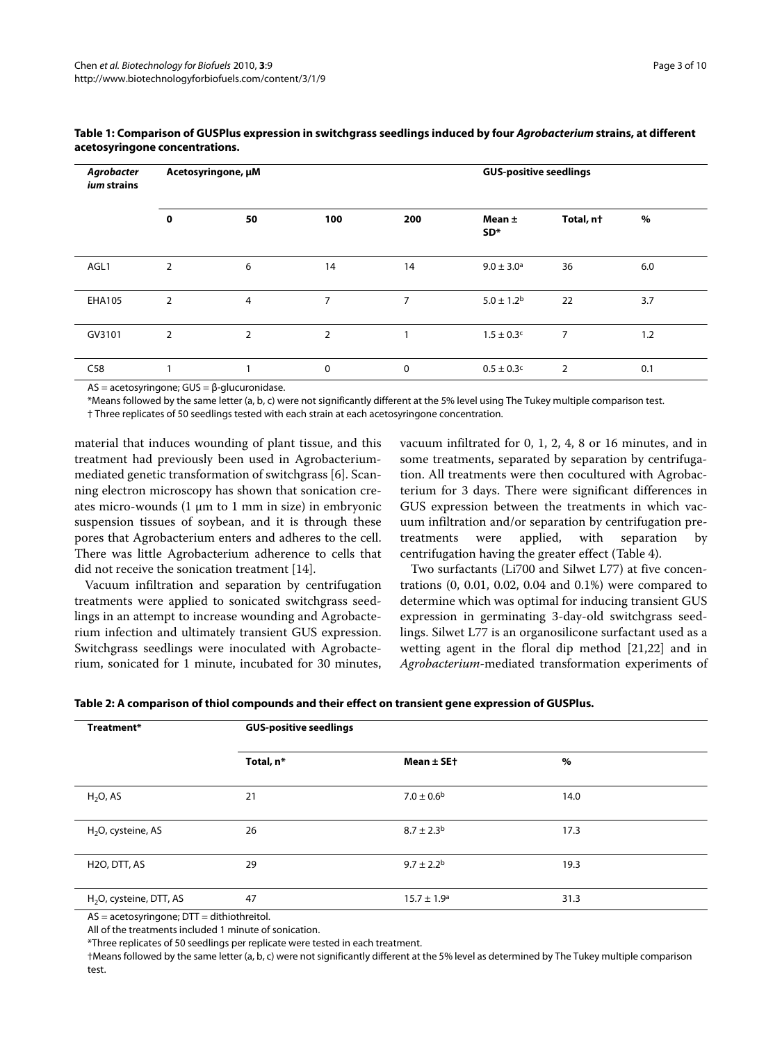**Table 1: Comparison of GUSPlus expression in switchgrass seedlings induced by four *Agrobacterium* strains, at different acetosyringone concentrations.**

| *Agrobacterium* strains | Acetosyringone, μM | | | | GUS-positive seedlings | | |
|---|---|---|---|---|---|---|---|
| | 0 | 50 | 100 | 200 | Mean ± SD* | Total, n† | % |
| AGL1 | 2 | 6 | 14 | 14 | $9.0 \pm 3.0^a$ | 36 | 6.0 |
| EHA105 | 2 | 4 | 7 | 7 | $5.0 \pm 1.2^b$ | 22 | 3.7 |
| GV3101 | 2 | 2 | 2 | 1 | $1.5 \pm 0.3^c$ | 7 | 1.2 |
| C58 | 1 | 1 | 0 | 0 | $0.5 \pm 0.3^c$ | 2 | 0.1 |

AS = acetosyringone; GUS = β-glucuronidase.

*Means followed by the same letter (a, b, c) were not significantly different at the 5% level using The Tukey multiple comparison test.

† Three replicates of 50 seedlings tested with each strain at each acetosyringone concentration.

material that induces wounding of plant tissue, and this treatment had previously been used in Agrobacterium-mediated genetic transformation of switchgrass [6]. Scanning electron microscopy has shown that sonication creates micro-wounds (1 μm to 1 mm in size) in embryonic suspension tissues of soybean, and it is through these pores that Agrobacterium enters and adheres to the cell. There was little Agrobacterium adherence to cells that did not receive the sonication treatment [14].

Vacuum infiltration and separation by centrifugation treatments were applied to sonicated switchgrass seedlings in an attempt to increase wounding and Agrobacterium infection and ultimately transient GUS expression. Switchgrass seedlings were inoculated with Agrobacterium, sonicated for 1 minute, incubated for 30 minutes, vacuum infiltrated for 0, 1, 2, 4, 8 or 16 minutes, and in some treatments, separated by separation by centrifugation. All treatments were then cocultured with Agrobacterium for 3 days. There were significant differences in GUS expression between the treatments in which vacuum infiltration and/or separation by centrifugation pretreatments were applied, with separation by centrifugation having the greater effect (Table 4).

Two surfactants (Li700 and Silwet L77) at five concentrations (0, 0.01, 0.02, 0.04 and 0.1%) were compared to determine which was optimal for inducing transient GUS expression in germinating 3-day-old switchgrass seedlings. Silwet L77 is an organosilicone surfactant used as a wetting agent in the floral dip method [21,22] and in *Agrobacterium*-mediated transformation experiments of

**Table 2: A comparison of thiol compounds and their effect on transient gene expression of GUSPlus.**

| Treatment* | GUS-positive seedlings | | |
|---|---|---|---|
| | Total, n* | Mean ± SE† | % |
| $H_2O$, AS | 21 | $7.0 \pm 0.6^b$ | 14.0 |
| $H_2O$, cysteine, AS | 26 | $8.7 \pm 2.3^b$ | 17.3 |
| H2O, DTT, AS | 29 | $9.7 \pm 2.2^b$ | 19.3 |
| $H_2O$, cysteine, DTT, AS | 47 | $15.7 \pm 1.9^a$ | 31.3 |

AS = acetosyringone; DTT = dithiothreitol.

All of the treatments included 1 minute of sonication.

*Three replicates of 50 seedlings per replicate were tested in each treatment.

†Means followed by the same letter (a, b, c) were not significantly different at the 5% level as determined by The Tukey multiple comparison test.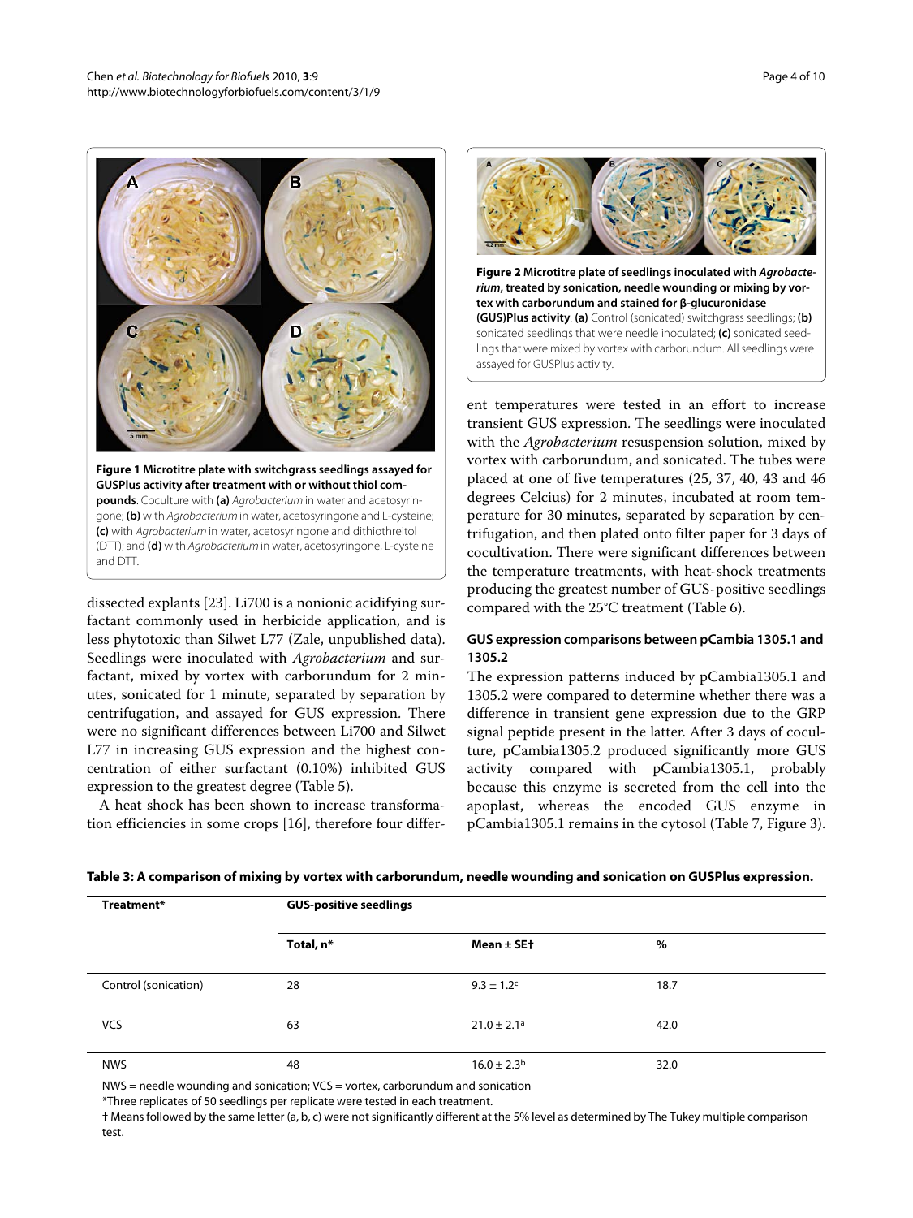**Figure 1 Microtitre plate with switchgrass seedlings assayed for GUSPlus activity after treatment with or without thiol compounds**. Coculture with **(a)** *Agrobacterium* in water and acetosyringone; **(b)** with *Agrobacterium* in water, acetosyringone and L-cysteine; **(c)** with *Agrobacterium* in water, acetosyringone and dithiothreitol (DTT); and **(d)** with *Agrobacterium* in water, acetosyringone, L-cysteine and DTT.

**Figure 2 Microtitre plate of seedlings inoculated with *Agrobacterium*, treated by sonication, needle wounding or mixing by vortex with carborundum and stained for β-glucuronidase (GUS)Plus activity**. **(a)** Control (sonicated) switchgrass seedlings; **(b)** sonicated seedlings that were needle inoculated; **(c)** sonicated seedlings that were mixed by vortex with carborundum. All seedlings were assayed for GUSPlus activity.

dissected explants [23]. Li700 is a nonionic acidifying surfactant commonly used in herbicide application, and is less phytotoxic than Silwet L77 (Zale, unpublished data). Seedlings were inoculated with *Agrobacterium* and surfactant, mixed by vortex with carborundum for 2 minutes, sonicated for 1 minute, separated by separation by centrifugation, and assayed for GUS expression. There were no significant differences between Li700 and Silwet L77 in increasing GUS expression and the highest concentration of either surfactant (0.10%) inhibited GUS expression to the greatest degree (Table 5).

A heat shock has been shown to increase transformation efficiencies in some crops [16], therefore four different temperatures were tested in an effort to increase transient GUS expression. The seedlings were inoculated with the *Agrobacterium* resuspension solution, mixed by vortex with carborundum, and sonicated. The tubes were placed at one of five temperatures (25, 37, 40, 43 and 46 degrees Celcius) for 2 minutes, incubated at room temperature for 30 minutes, separated by separation by centrifugation, and then plated onto filter paper for 3 days of cocultivation. There were significant differences between the temperature treatments, with heat-shock treatments producing the greatest number of GUS-positive seedlings compared with the 25°C treatment (Table 6).

### GUS expression comparisons between pCambia 1305.1 and 1305.2

The expression patterns induced by pCambia1305.1 and 1305.2 were compared to determine whether there was a difference in transient gene expression due to the GRP signal peptide present in the latter. After 3 days of coculture, pCambia1305.2 produced significantly more GUS activity compared with pCambia1305.1, probably because this enzyme is secreted from the cell into the apoplast, whereas the encoded GUS enzyme in pCambia1305.1 remains in the cytosol (Table 7, Figure 3).

**Table 3: A comparison of mixing by vortex with carborundum, needle wounding and sonication on GUSPlus expression.**

| Treatment* | GUS-positive seedlings | | |
|---|---|---|---|
| | Total, n* | Mean ± SE† | % |
| Control (sonication) | 28 | 9.3 ± 1.2[c] | 18.7 |
| VCS | 63 | 21.0 ± 2.1[a] | 42.0 |
| NWS | 48 | 16.0 ± 2.3[b] | 32.0 |

NWS = needle wounding and sonication; VCS = vortex, carborundum and sonication

*Three replicates of 50 seedlings per replicate were tested in each treatment.

† Means followed by the same letter (a, b, c) were not significantly different at the 5% level as determined by The Tukey multiple comparison test.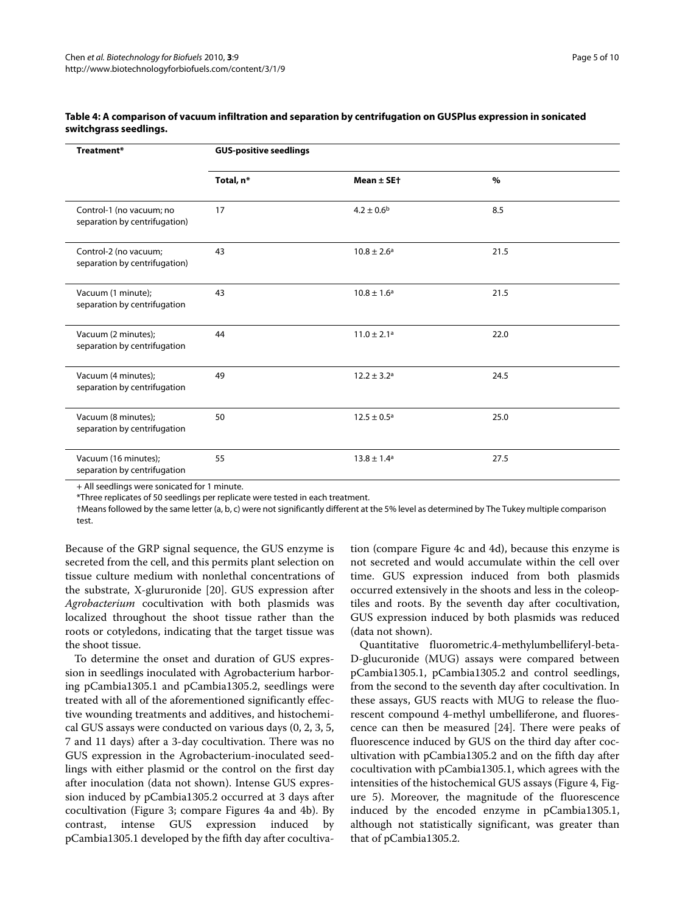**Table 4: A comparison of vacuum infiltration and separation by centrifugation on GUSPlus expression in sonicated switchgrass seedlings.**

| Treatment* | GUS-positive seedlings | | |
|---|---|---|---|
| | Total, n* | Mean ± SE† | % |
| Control-1 (no vacuum; no separation by centrifugation) | 17 | 4.2 ± 0.6[b] | 8.5 |
| Control-2 (no vacuum; separation by centrifugation) | 43 | 10.8 ± 2.6[a] | 21.5 |
| Vacuum (1 minute); separation by centrifugation | 43 | 10.8 ± 1.6[a] | 21.5 |
| Vacuum (2 minutes); separation by centrifugation | 44 | 11.0 ± 2.1[a] | 22.0 |
| Vacuum (4 minutes); separation by centrifugation | 49 | 12.2 ± 3.2[a] | 24.5 |
| Vacuum (8 minutes); separation by centrifugation | 50 | 12.5 ± 0.5[a] | 25.0 |
| Vacuum (16 minutes); separation by centrifugation | 55 | 13.8 ± 1.4[a] | 27.5 |

+ All seedlings were sonicated for 1 minute.

*Three replicates of 50 seedlings per replicate were tested in each treatment.

†Means followed by the same letter (a, b, c) were not significantly different at the 5% level as determined by The Tukey multiple comparison test.

Because of the GRP signal sequence, the GUS enzyme is secreted from the cell, and this permits plant selection on tissue culture medium with nonlethal concentrations of the substrate, X-glururonide [20]. GUS expression after *Agrobacterium* cocultivation with both plasmids was localized throughout the shoot tissue rather than the roots or cotyledons, indicating that the target tissue was the shoot tissue.

To determine the onset and duration of GUS expression in seedlings inoculated with Agrobacterium harboring pCambia1305.1 and pCambia1305.2, seedlings were treated with all of the aforementioned significantly effective wounding treatments and additives, and histochemical GUS assays were conducted on various days (0, 2, 3, 5, 7 and 11 days) after a 3-day cocultivation. There was no GUS expression in the Agrobacterium-inoculated seedlings with either plasmid or the control on the first day after inoculation (data not shown). Intense GUS expression induced by pCambia1305.2 occurred at 3 days after cocultivation (Figure 3; compare Figures 4a and 4b). By contrast, intense GUS expression induced by pCambia1305.1 developed by the fifth day after cocultivation (compare Figure 4c and 4d), because this enzyme is not secreted and would accumulate within the cell over time. GUS expression induced from both plasmids occurred extensively in the shoots and less in the coleoptiles and roots. By the seventh day after cocultivation, GUS expression induced by both plasmids was reduced (data not shown).

Quantitative fluorometric.4-methylumbelliferyl-beta-D-glucuronide (MUG) assays were compared between pCambia1305.1, pCambia1305.2 and control seedlings, from the second to the seventh day after cocultivation. In these assays, GUS reacts with MUG to release the fluorescent compound 4-methyl umbelliferone, and fluorescence can then be measured [24]. There were peaks of fluorescence induced by GUS on the third day after cocultivation with pCambia1305.2 and on the fifth day after cocultivation with pCambia1305.1, which agrees with the intensities of the histochemical GUS assays (Figure 4, Figure 5). Moreover, the magnitude of the fluorescence induced by the encoded enzyme in pCambia1305.1, although not statistically significant, was greater than that of pCambia1305.2.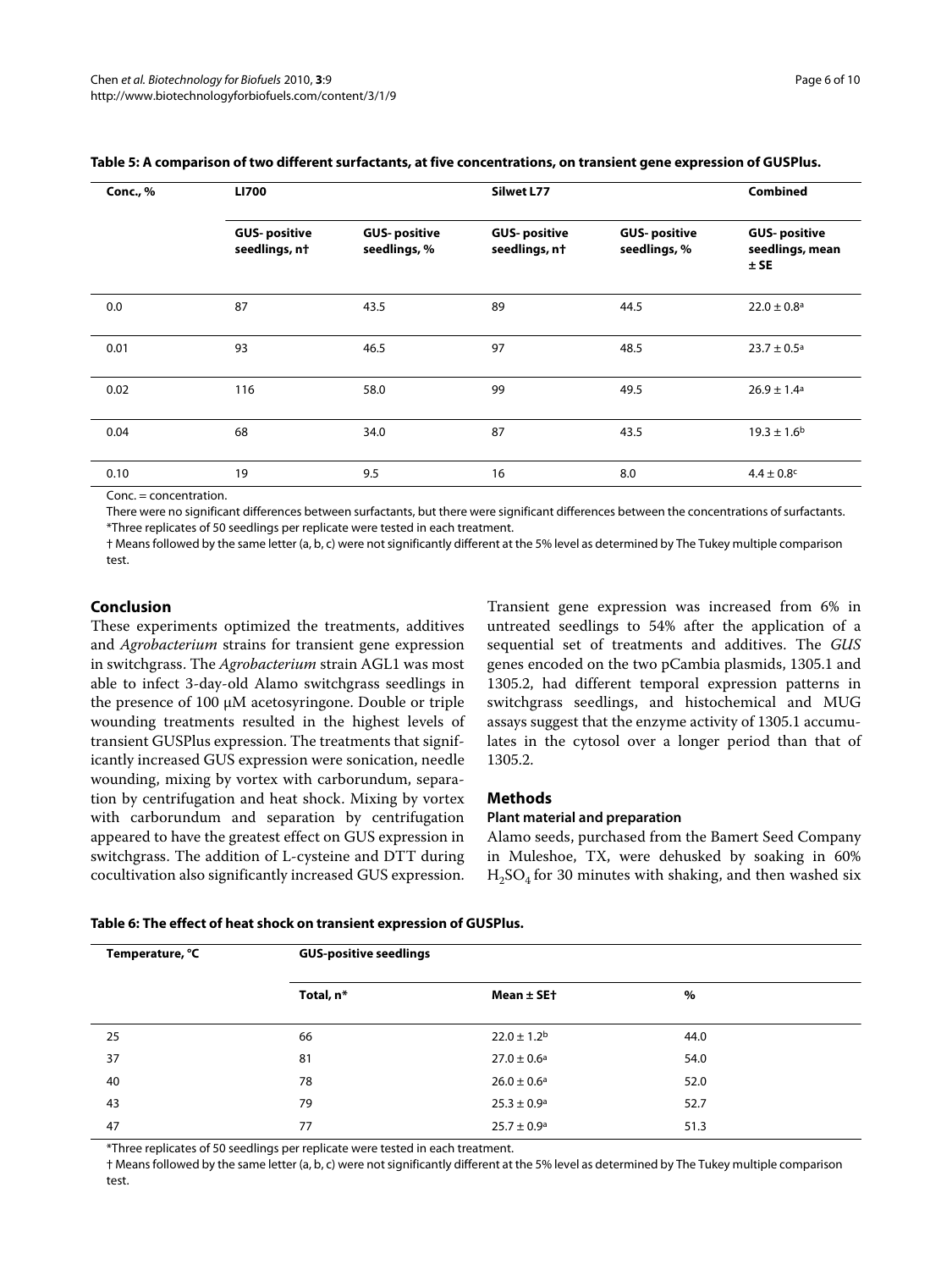**Table 5: A comparison of two different surfactants, at five concentrations, on transient gene expression of GUSPlus.**

| Conc., % | LI700 | | Silwet L77 | | Combined |
|---|---|---|---|---|---|
| | GUS- positive seedlings, n† | GUS- positive seedlings, % | GUS- positive seedlings, n† | GUS- positive seedlings, % | GUS- positive seedlings, mean ± SE |
| 0.0 | 87 | 43.5 | 89 | 44.5 | 22.0 ± 0.8[a] |
| 0.01 | 93 | 46.5 | 97 | 48.5 | 23.7 ± 0.5[a] |
| 0.02 | 116 | 58.0 | 99 | 49.5 | 26.9 ± 1.4[a] |
| 0.04 | 68 | 34.0 | 87 | 43.5 | 19.3 ± 1.6[b] |
| 0.10 | 19 | 9.5 | 16 | 8.0 | 4.4 ± 0.8[c] |

Conc. = concentration.

There were no significant differences between surfactants, but there were significant differences between the concentrations of surfactants.

*Three replicates of 50 seedlings per replicate were tested in each treatment.

† Means followed by the same letter (a, b, c) were not significantly different at the 5% level as determined by The Tukey multiple comparison test.

## Conclusion

These experiments optimized the treatments, additives and *Agrobacterium* strains for transient gene expression in switchgrass. The *Agrobacterium* strain AGL1 was most able to infect 3-day-old Alamo switchgrass seedlings in the presence of 100 μM acetosyringone. Double or triple wounding treatments resulted in the highest levels of transient GUSPlus expression. The treatments that significantly increased GUS expression were sonication, needle wounding, mixing by vortex with carborundum, separation by centrifugation and heat shock. Mixing by vortex with carborundum and separation by centrifugation appeared to have the greatest effect on GUS expression in switchgrass. The addition of L-cysteine and DTT during cocultivation also significantly increased GUS expression.

Transient gene expression was increased from 6% in untreated seedlings to 54% after the application of a sequential set of treatments and additives. The *GUS* genes encoded on the two pCambia plasmids, 1305.1 and 1305.2, had different temporal expression patterns in switchgrass seedlings, and histochemical and MUG assays suggest that the enzyme activity of 1305.1 accumulates in the cytosol over a longer period than that of 1305.2.

## Methods

### Plant material and preparation

Alamo seeds, purchased from the Bamert Seed Company in Muleshoe, TX, were dehusked by soaking in 60% $H_2SO_4$ for 30 minutes with shaking, and then washed six

**Table 6: The effect of heat shock on transient expression of GUSPlus.**

| Temperature, °C | GUS-positive seedlings | | |
|---|---|---|---|
| | Total, n* | Mean ± SE† | % |
| 25 | 66 | 22.0 ± 1.2[b] | 44.0 |
| 37 | 81 | 27.0 ± 0.6[a] | 54.0 |
| 40 | 78 | 26.0 ± 0.6[a] | 52.0 |
| 43 | 79 | 25.3 ± 0.9[a] | 52.7 |
| 47 | 77 | 25.7 ± 0.9[a] | 51.3 |

*Three replicates of 50 seedlings per replicate were tested in each treatment.

† Means followed by the same letter (a, b, c) were not significantly different at the 5% level as determined by The Tukey multiple comparison test.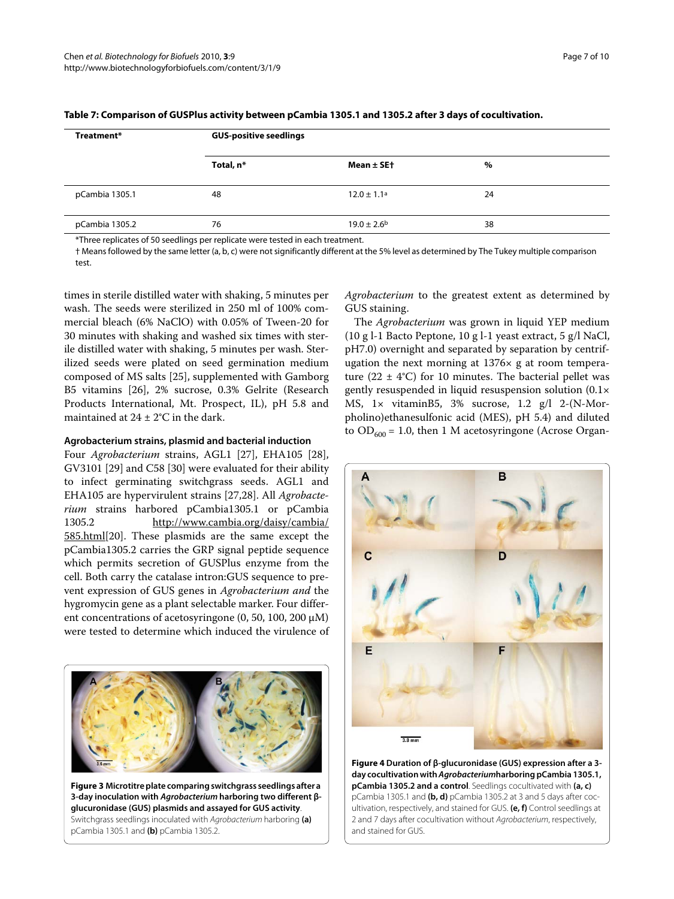**Table 7: Comparison of GUSPlus activity between pCambia 1305.1 and 1305.2 after 3 days of cocultivation.**

| Treatment* | GUS-positive seedlings | | |
|---|---|---|---|
| | Total, n* | Mean ± SE† | % |
| pCambia 1305.1 | 48 | 12.0 ± 1.1[a] | 24 |
| pCambia 1305.2 | 76 | 19.0 ± 2.6[b] | 38 |

*Three replicates of 50 seedlings per replicate were tested in each treatment.

† Means followed by the same letter (a, b, c) were not significantly different at the 5% level as determined by The Tukey multiple comparison test.

times in sterile distilled water with shaking, 5 minutes per wash. The seeds were sterilized in 250 ml of 100% commercial bleach (6% NaClO) with 0.05% of Tween-20 for 30 minutes with shaking and washed six times with sterile distilled water with shaking, 5 minutes per wash. Sterilized seeds were plated on seed germination medium composed of MS salts [25], supplemented with Gamborg B5 vitamins [26], 2% sucrose, 0.3% Gelrite (Research Products International, Mt. Prospect, IL), pH 5.8 and maintained at 24 ± 2°C in the dark.

### Agrobacterium strains, plasmid and bacterial induction

Four *Agrobacterium* strains, AGL1 [27], EHA105 [28], GV3101 [29] and C58 [30] were evaluated for their ability to infect germinating switchgrass seeds. AGL1 and EHA105 are hypervirulent strains [27,28]. All *Agrobacterium* strains harbored pCambia1305.1 or pCambia 1305.2 http://www.cambia.org/daisy/cambia/585.html[20]. These plasmids are the same except the pCambia1305.2 carries the GRP signal peptide sequence which permits secretion of GUSPlus enzyme from the cell. Both carry the catalase intron:GUS sequence to prevent expression of GUS genes in *Agrobacterium and* the hygromycin gene as a plant selectable marker. Four different concentrations of acetosyringone (0, 50, 100, 200 μM) were tested to determine which induced the virulence of *Agrobacterium* to the greatest extent as determined by GUS staining.

The *Agrobacterium* was grown in liquid YEP medium (10 g l-1 Bacto Peptone, 10 g l-1 yeast extract, 5 g/l NaCl, pH7.0) overnight and separated by separation by centrifugation the next morning at 1376× g at room temperature (22 ± 4°C) for 10 minutes. The bacterial pellet was gently resuspended in liquid resuspension solution (0.1× MS, 1× vitaminB5, 3% sucrose, 1.2 g/l 2-(N-Morpholino)ethanesulfonic acid (MES), pH 5.4) and diluted to $OD_{600}$ = 1.0, then 1 M acetosyringone (Acrose Organ-

**Figure 3 Microtitre plate comparing switchgrass seedlings after a 3-day inoculation with *Agrobacterium* harboring two different β-glucuronidase (GUS) plasmids and assayed for GUS activity**. Switchgrass seedlings inoculated with *Agrobacterium* harboring **(a)** pCambia 1305.1 and **(b)** pCambia 1305.2.

**Figure 4 Duration of β-glucuronidase (GUS) expression after a 3-day cocultivation with *Agrobacterium* harboring pCambia 1305.1, pCambia 1305.2 and a control**. Seedlings cocultivated with **(a, c)** pCambia 1305.1 and **(b, d)** pCambia 1305.2 at 3 and 5 days after cocultivation, respectively, and stained for GUS. **(e, f)** Control seedlings at 2 and 7 days after cocultivation without *Agrobacterium*, respectively, and stained for GUS.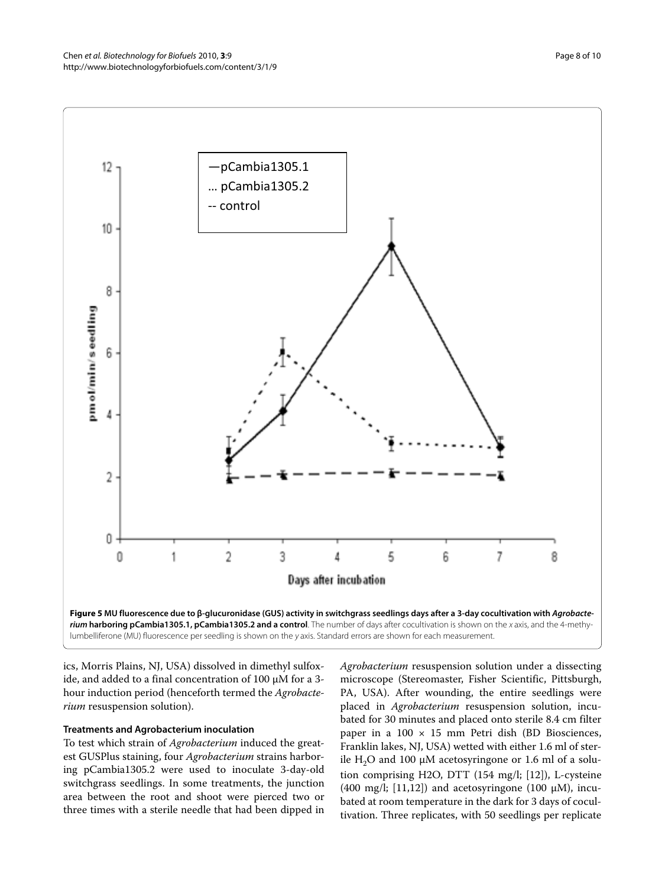**Figure 5 MU fluorescence due to β-glucuronidase (GUS) activity in switchgrass seedlings days after a 3-day cocultivation with *Agrobacterium* harboring pCambia1305.1, pCambia1305.2 and a control**. The number of days after cocultivation is shown on the *x* axis, and the 4-methylumbelliferone (MU) fluorescence per seedling is shown on the *y* axis. Standard errors are shown for each measurement.

ics, Morris Plains, NJ, USA) dissolved in dimethyl sulfoxide, and added to a final concentration of 100 μM for a 3-hour induction period (henceforth termed the *Agrobacterium* resuspension solution).

### Treatments and Agrobacterium inoculation

To test which strain of *Agrobacterium* induced the greatest GUSPlus staining, four *Agrobacterium* strains harboring pCambia1305.2 were used to inoculate 3-day-old switchgrass seedlings. In some treatments, the junction area between the root and shoot were pierced two or three times with a sterile needle that had been dipped in *Agrobacterium* resuspension solution under a dissecting microscope (Stereomaster, Fisher Scientific, Pittsburgh, PA, USA). After wounding, the entire seedlings were placed in *Agrobacterium* resuspension solution, incubated for 30 minutes and placed onto sterile 8.4 cm filter paper in a 100 × 15 mm Petri dish (BD Biosciences, Franklin lakes, NJ, USA) wetted with either 1.6 ml of sterile $H_2O$ and 100 μM acetosyringone or 1.6 ml of a solution comprising H2O, DTT (154 mg/l; [12]), L-cysteine (400 mg/l; [11,12]) and acetosyringone (100 μM), incubated at room temperature in the dark for 3 days of cocultivation. Three replicates, with 50 seedlings per replicate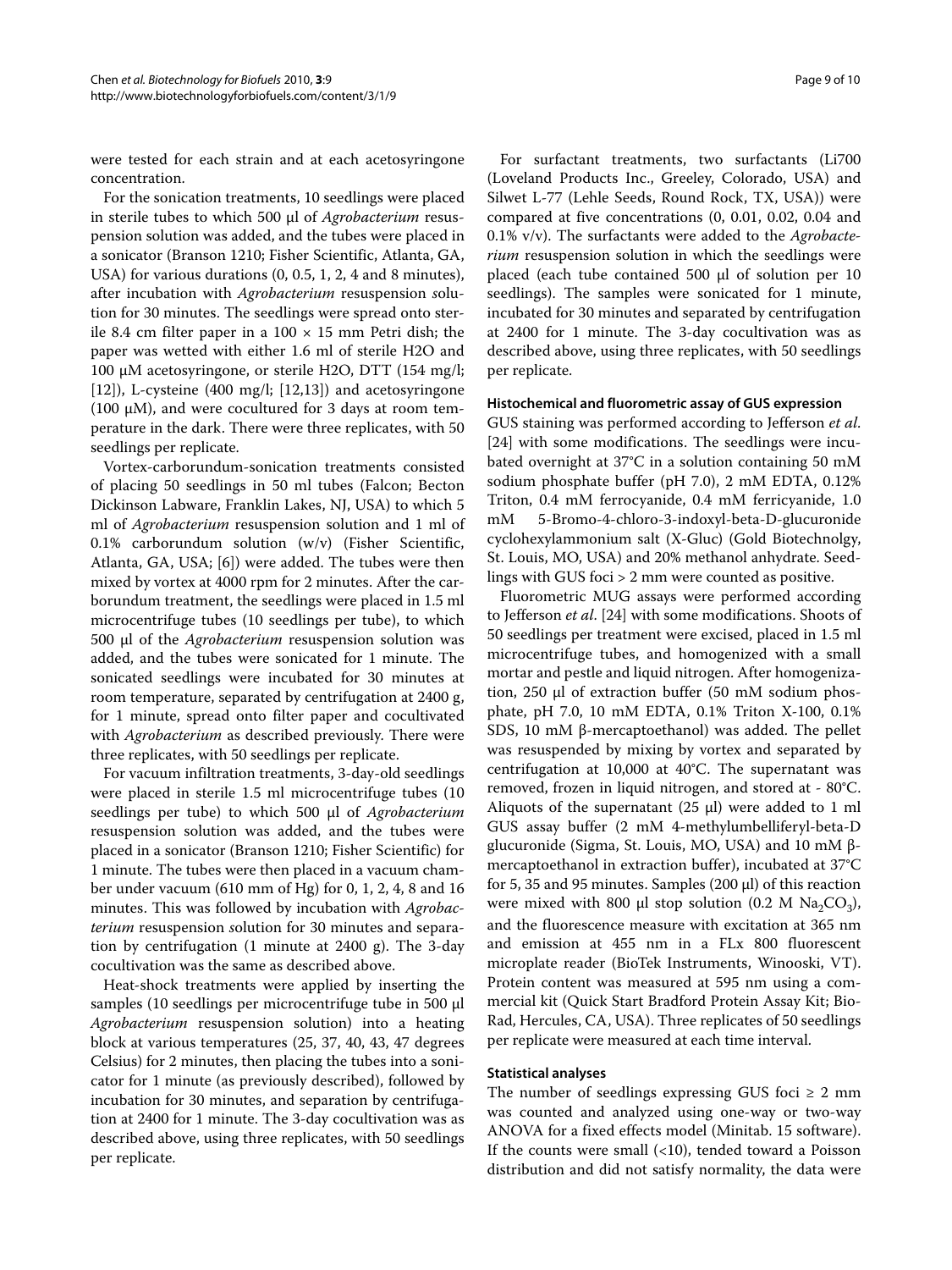were tested for each strain and at each acetosyringone concentration.

For the sonication treatments, 10 seedlings were placed in sterile tubes to which 500 μl of *Agrobacterium* resuspension solution was added, and the tubes were placed in a sonicator (Branson 1210; Fisher Scientific, Atlanta, GA, USA) for various durations (0, 0.5, 1, 2, 4 and 8 minutes), after incubation with *Agrobacterium* resuspension solution for 30 minutes. The seedlings were spread onto sterile 8.4 cm filter paper in a 100 × 15 mm Petri dish; the paper was wetted with either 1.6 ml of sterile H2O and 100 μM acetosyringone, or sterile H2O, DTT (154 mg/l; [12]), L-cysteine (400 mg/l; [12,13]) and acetosyringone (100 μM), and were cocultured for 3 days at room temperature in the dark. There were three replicates, with 50 seedlings per replicate.

Vortex-carborundum-sonication treatments consisted of placing 50 seedlings in 50 ml tubes (Falcon; Becton Dickinson Labware, Franklin Lakes, NJ, USA) to which 5 ml of *Agrobacterium* resuspension solution and 1 ml of 0.1% carborundum solution (w/v) (Fisher Scientific, Atlanta, GA, USA; [6]) were added. The tubes were then mixed by vortex at 4000 rpm for 2 minutes. After the carborundum treatment, the seedlings were placed in 1.5 ml microcentrifuge tubes (10 seedlings per tube), to which 500 μl of the *Agrobacterium* resuspension solution was added, and the tubes were sonicated for 1 minute. The sonicated seedlings were incubated for 30 minutes at room temperature, separated by centrifugation at 2400 g, for 1 minute, spread onto filter paper and cocultivated with *Agrobacterium* as described previously. There were three replicates, with 50 seedlings per replicate.

For vacuum infiltration treatments, 3-day-old seedlings were placed in sterile 1.5 ml microcentrifuge tubes (10 seedlings per tube) to which 500 μl of *Agrobacterium* resuspension solution was added, and the tubes were placed in a sonicator (Branson 1210; Fisher Scientific) for 1 minute. The tubes were then placed in a vacuum chamber under vacuum (610 mm of Hg) for 0, 1, 2, 4, 8 and 16 minutes. This was followed by incubation with *Agrobacterium* resuspension solution for 30 minutes and separation by centrifugation (1 minute at 2400 g). The 3-day cocultivation was the same as described above.

Heat-shock treatments were applied by inserting the samples (10 seedlings per microcentrifuge tube in 500 μl *Agrobacterium* resuspension solution) into a heating block at various temperatures (25, 37, 40, 43, 47 degrees Celsius) for 2 minutes, then placing the tubes into a sonicator for 1 minute (as previously described), followed by incubation for 30 minutes, and separation by centrifugation at 2400 for 1 minute. The 3-day cocultivation was as described above, using three replicates, with 50 seedlings per replicate.

For surfactant treatments, two surfactants (Li700 (Loveland Products Inc., Greeley, Colorado, USA) and Silwet L-77 (Lehle Seeds, Round Rock, TX, USA)) were compared at five concentrations (0, 0.01, 0.02, 0.04 and 0.1% v/v). The surfactants were added to the *Agrobacterium* resuspension solution in which the seedlings were placed (each tube contained 500 μl of solution per 10 seedlings). The samples were sonicated for 1 minute, incubated for 30 minutes and separated by centrifugation at 2400 for 1 minute. The 3-day cocultivation was as described above, using three replicates, with 50 seedlings per replicate.

### Histochemical and fluorometric assay of GUS expression

GUS staining was performed according to Jefferson *et al.* [24] with some modifications. The seedlings were incubated overnight at 37°C in a solution containing 50 mM sodium phosphate buffer (pH 7.0), 2 mM EDTA, 0.12% Triton, 0.4 mM ferrocyanide, 0.4 mM ferricyanide, 1.0 mM 5-Bromo-4-chloro-3-indoxyl-beta-D-glucuronide cyclohexylammonium salt (X-Gluc) (Gold Biotechnolgy, St. Louis, MO, USA) and 20% methanol anhydrate. Seedlings with GUS foci > 2 mm were counted as positive.

Fluorometric MUG assays were performed according to Jefferson *et al.* [24] with some modifications. Shoots of 50 seedlings per treatment were excised, placed in 1.5 ml microcentrifuge tubes, and homogenized with a small mortar and pestle and liquid nitrogen. After homogenization, 250 μl of extraction buffer (50 mM sodium phosphate, pH 7.0, 10 mM EDTA, 0.1% Triton X-100, 0.1% SDS, 10 mM β-mercaptoethanol) was added. The pellet was resuspended by mixing by vortex and separated by centrifugation at 10,000 at 40°C. The supernatant was removed, frozen in liquid nitrogen, and stored at - 80°C. Aliquots of the supernatant (25 μl) were added to 1 ml GUS assay buffer (2 mM 4-methylumbelliferyl-beta-D glucuronide (Sigma, St. Louis, MO, USA) and 10 mM β-mercaptoethanol in extraction buffer), incubated at 37°C for 5, 35 and 95 minutes. Samples (200 μl) of this reaction were mixed with 800 μl stop solution (0.2 M $Na_2CO_3$), and the fluorescence measure with excitation at 365 nm and emission at 455 nm in a FLx 800 fluorescent microplate reader (BioTek Instruments, Winooski, VT). Protein content was measured at 595 nm using a commercial kit (Quick Start Bradford Protein Assay Kit; Bio-Rad, Hercules, CA, USA). Three replicates of 50 seedlings per replicate were measured at each time interval.

### Statistical analyses

The number of seedlings expressing GUS foci ≥ 2 mm was counted and analyzed using one-way or two-way ANOVA for a fixed effects model (Minitab. 15 software). If the counts were small (<10), tended toward a Poisson distribution and did not satisfy normality, the data were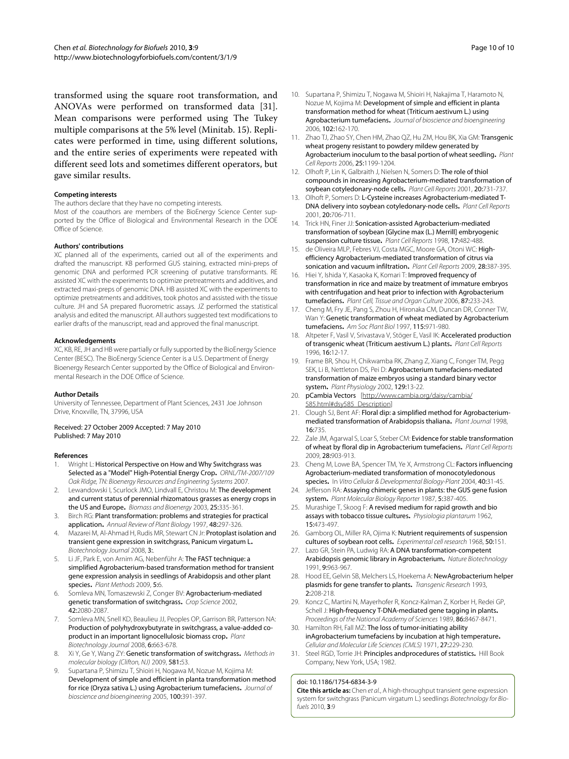transformed using the square root transformation, and ANOVAs were performed on transformed data [31]. Mean comparisons were performed using The Tukey multiple comparisons at the 5% level (Minitab. 15). Replicates were performed in time, using different solutions, and the entire series of experiments were repeated with different seed lots and sometimes different operators, but gave similar results.

#### Competing interests

The authors declare that they have no competing interests.

Most of the coauthors are members of the BioEnergy Science Center supported by the Office of Biological and Environmental Research in the DOE Office of Science.

#### Authors' contributions

XC planned all of the experiments, carried out all of the experiments and drafted the manuscript. KB performed GUS staining, extracted mini-preps of genomic DNA and performed PCR screening of putative transformants. RE assisted XC with the experiments to optimize pretreatments and additives, and extracted maxi-preps of genomic DNA. HB assisted XC with the experiments to optimize pretreatments and additives, took photos and assisted with the tissue culture. JH and SA prepared fluorometric assays. JZ performed the statistical analysis and edited the manuscript. All authors suggested text modifications to earlier drafts of the manuscript, read and approved the final manuscript.

#### Acknowledgements

XC, KB, RE, JH and HB were partially or fully supported by the BioEnergy Science Center (BESC). The BioEnergy Science Center is a U.S. Department of Energy Bioenergy Research Center supported by the Office of Biological and Environmental Research in the DOE Office of Science.

#### Author Details

University of Tennessee, Department of Plant Sciences, 2431 Joe Johnson Drive, Knoxville, TN, 37996, USA

Received: 27 October 2009 Accepted: 7 May 2010
Published: 7 May 2010

#### References

1. Wright L: **Historical Perspective on How and Why Switchgrass was Selected as a "Model" High-Potential Energy Crop.** *ORNL/TM-2007/109 Oak Ridge, TN: Bioenergy Resources and Engineering Systems* 2007.
2. Lewandowski I, Scurlock JMO, Lindvall E, Christou M: **The development and current status of perennial rhizomatous grasses as energy crops in the US and Europe.** *Biomass and Bioenergy* 2003, **25**:335-361.
3. Birch RG: **Plant transformation: problems and strategies for practical application.** *Annual Review of Plant Biology* 1997, **48**:297-326.
4. Mazarei M, Al-Ahmad H, Rudis MR, Stewart CN Jr: **Protoplast isolation and transient gene expression in switchgrass, Panicum virgatum L.** *Biotechnology Journal* 2008, **3**:.
5. Li JF, Park E, von Arnim AG, Nebenführ A: **The FAST technique: a simplified Agrobacterium-based transformation method for transient gene expression analysis in seedlings of Arabidopsis and other plant species.** *Plant Methods* 2009, **5**:6.
6. Somleva MN, Tomaszewski Z, Conger BV: **Agrobacterium-mediated genetic transformation of switchgrass.** *Crop Science* 2002, **42**:2080-2087.
7. Somleva MN, Snell KD, Beaulieu JJ, Peoples OP, Garrison BR, Patterson NA: **Production of polyhydroxybutyrate in switchgrass, a value-added co-product in an important lignocellulosic biomass crop.** *Plant Biotechnology Journal* 2008, **6**:663-678.
8. Xi Y, Ge Y, Wang ZY: **Genetic transformation of switchgrass.** *Methods in molecular biology (Clifton, NJ)* 2009, **581**:53.
9. Supartana P, Shimizu T, Shioiri H, Nogawa M, Nozue M, Kojima M: **Development of simple and efficient in planta transformation method for rice (Oryza sativa L.) using Agrobacterium tumefaciens.** *Journal of bioscience and bioengineering* 2005, **100**:391-397.
10. Supartana P, Shimizu T, Nogawa M, Shioiri H, Nakajima T, Haramoto N, Nozue M, Kojima M: **Development of simple and efficient in planta transformation method for wheat (Triticum aestivum L.) using Agrobacterium tumefaciens.** *Journal of bioscience and bioengineering* 2006, **102**:162-170.
11. Zhao TJ, Zhao SY, Chen HM, Zhao QZ, Hu ZM, Hou BK, Xia GM: **Transgenic wheat progeny resistant to powdery mildew generated by Agrobacterium inoculum to the basal portion of wheat seedling.** *Plant Cell Reports* 2006, **25**:1199-1204.
12. Olhoft P, Lin K, Galbraith J, Nielsen N, Somers D: **The role of thiol compounds in increasing Agrobacterium-mediated transformation of soybean cotyledonary-node cells.** *Plant Cell Reports* 2001, **20**:731-737.
13. Olhoft P, Somers D: **L-Cysteine increases Agrobacterium-mediated T-DNA delivery into soybean cotyledonary-node cells.** *Plant Cell Reports* 2001, **20**:706-711.
14. Trick HN, Finer JJ: **Sonication-assisted Agrobacterium-mediated transformation of soybean [Glycine max (L.) Merrill] embryogenic suspension culture tissue.** *Plant Cell Reports* 1998, **17**:482-488.
15. de Oliveira MLP, Febres VJ, Costa MGC, Moore GA, Otoni WC: **High-efficiency Agrobacterium-mediated transformation of citrus via sonication and vacuum infiltration.** *Plant Cell Reports* 2009, **28**:387-395.
16. Hiei Y, Ishida Y, Kasaoka K, Komari T: **Improved frequency of transformation in rice and maize by treatment of immature embryos with centrifugation and heat prior to infection with Agrobacterium tumefaciens.** *Plant Cell, Tissue and Organ Culture* 2006, **87**:233-243.
17. Cheng M, Fry JE, Pang S, Zhou H, Hironaka CM, Duncan DR, Conner TW, Wan Y: **Genetic transformation of wheat mediated by Agrobacterium tumefaciens.** *Am Soc Plant Biol* 1997, **115**:971-980.
18. Altpeter F, Vasil V, Srivastava V, Stöger E, Vasil IK: **Accelerated production of transgenic wheat (Triticum aestivum L.) plants.** *Plant Cell Reports* 1996, **16**:12-17.
19. Frame BR, Shou H, Chikwamba RK, Zhang Z, Xiang C, Fonger TM, Pegg SEK, Li B, Nettleton DS, Pei D: **Agrobacterium tumefaciens-mediated transformation of maize embryos using a standard binary vector system.** *Plant Physiology* 2002, **129**:13-22.
20. **pCambia Vectors** [http://www.cambia.org/daisy/cambia/585.html#dsy585_Description]
21. Clough SJ, Bent AF: **Floral dip: a simplified method for Agrobacterium-mediated transformation of Arabidopsis thaliana.** *Plant Journal* 1998, **16**:735.
22. Zale JM, Agarwal S, Loar S, Steber CM: **Evidence for stable transformation of wheat by floral dip in Agrobacterium tumefaciens.** *Plant Cell Reports* 2009, **28**:903-913.
23. Cheng M, Lowe BA, Spencer TM, Ye X, Armstrong CL: **Factors influencing Agrobacterium-mediated transformation of monocotyledonous species.** In *Vitro Cellular & Developmental Biology-Plant* 2004, **40**:31-45.
24. Jefferson RA: **Assaying chimeric genes in plants: the GUS gene fusion system.** *Plant Molecular Biology Reporter* 1987, **5**:387-405.
25. Murashige T, Skoog F: **A revised medium for rapid growth and bio assays with tobacco tissue cultures.** *Physiologia plantarum* 1962, **15**:473-497.
26. Gamborg OL, Miller RA, Ojima K: **Nutrient requirements of suspension cultures of soybean root cells.** *Experimental cell research* 1968, **50**:151.
27. Lazo GR, Stein PA, Ludwig RA: **A DNA transformation-competent Arabidopsis genomic library in Agrobacterium.** *Nature Biotechnology* 1991, **9**:963-967.
28. Hood EE, Gelvin SB, Melchers LS, Hoekema A: **NewAgrobacterium helper plasmids for gene transfer to plants.** *Transgenic Research* 1993, **2**:208-218.
29. Koncz C, Martini N, Mayerhofer R, Koncz-Kalman Z, Korber H, Redei GP, Schell J: **High-frequency T-DNA-mediated gene tagging in plants.** *Proceedings of the National Academy of Sciences* 1989, **86**:8467-8471.
30. Hamilton RH, Fall MZ: **The loss of tumor-initiating ability inAgrobacterium tumefaciens by incubation at high temperature.** *Cellular and Molecular Life Sciences (CMLS)* 1971, **27**:229-230.
31. Steel RGD, Torrie JH: **Principles andprocedures of statistics.** Hill Book Company, New York, USA; 1982.

doi: 10.1186/1754-6834-3-9

**Cite this article as:** Chen *et al.*, A high-throughput transient gene expression system for switchgrass (Panicum virgatum L.) seedlings *Biotechnology for Biofuels* 2010, **3**:9